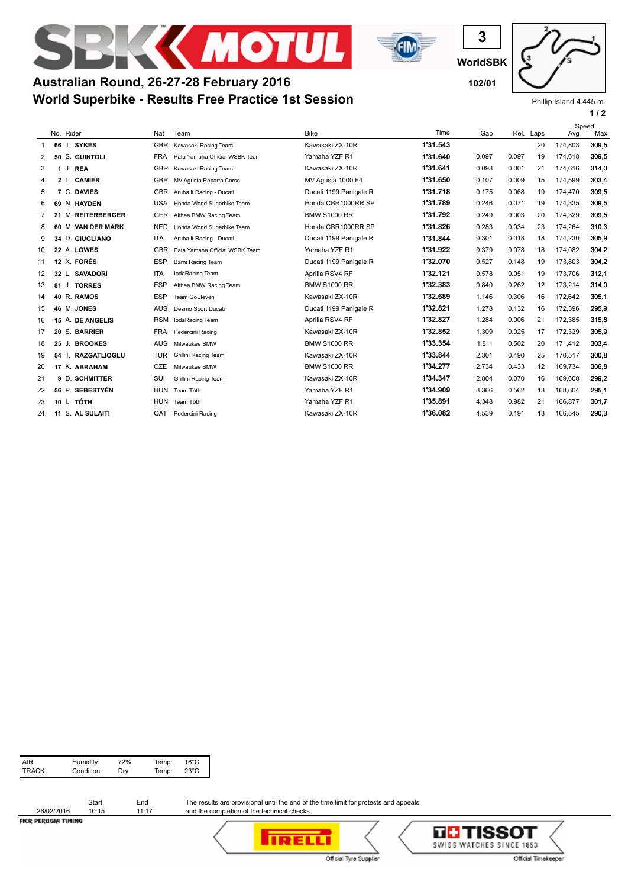3

WorldSBK

102/01

# Australian Round, 26-27-28 February 2016
## World Superbike - Results Free Practice 1st Session

Phillip Island 4.445 m

| | No. | Rider | Nat | Team | Bike | Time | Gap | Rel. | Laps | Speed Avg | Speed Max |
|---|---|---|---|---|---|---|---|---|---|---|---|
| 1 | 66 | T. **SYKES** | GBR | Kawasaki Racing Team | Kawasaki ZX-10R | **1'31.543** | | | 20 | 174,803 | **309,5** |
| 2 | 50 | S. **GUINTOLI** | FRA | Pata Yamaha Official WSBK Team | Yamaha YZF R1 | **1'31.640** | 0.097 | 0.097 | 19 | 174,618 | **309,5** |
| 3 | 1 | J. **REA** | GBR | Kawasaki Racing Team | Kawasaki ZX-10R | **1'31.641** | 0.098 | 0.001 | 21 | 174,616 | **314,0** |
| 4 | 2 | L. **CAMIER** | GBR | MV Agusta Reparto Corse | MV Agusta 1000 F4 | **1'31.650** | 0.107 | 0.009 | 15 | 174,599 | **303,4** |
| 5 | 7 | C. **DAVIES** | GBR | Aruba.it Racing - Ducati | Ducati 1199 Panigale R | **1'31.718** | 0.175 | 0.068 | 19 | 174,470 | **309,5** |
| 6 | 69 | N. **HAYDEN** | USA | Honda World Superbike Team | Honda CBR1000RR SP | **1'31.789** | 0.246 | 0.071 | 19 | 174,335 | **309,5** |
| 7 | 21 | M. **REITERBERGER** | GER | Althea BMW Racing Team | BMW S1000 RR | **1'31.792** | 0.249 | 0.003 | 20 | 174,329 | **309,5** |
| 8 | 60 | M. **VAN DER MARK** | NED | Honda World Superbike Team | Honda CBR1000RR SP | **1'31.826** | 0.283 | 0.034 | 23 | 174,264 | **310,3** |
| 9 | 34 | D. **GIUGLIANO** | ITA | Aruba.it Racing - Ducati | Ducati 1199 Panigale R | **1'31.844** | 0.301 | 0.018 | 18 | 174,230 | **305,9** |
| 10 | 22 | A. **LOWES** | GBR | Pata Yamaha Official WSBK Team | Yamaha YZF R1 | **1'31.922** | 0.379 | 0.078 | 18 | 174,082 | **304,2** |
| 11 | 12 | X. **FORÉS** | ESP | Barni Racing Team | Ducati 1199 Panigale R | **1'32.070** | 0.527 | 0.148 | 19 | 173,803 | **304,2** |
| 12 | 32 | L. **SAVADORI** | ITA | IodaRacing Team | Aprilia RSV4 RF | **1'32.121** | 0.578 | 0.051 | 19 | 173,706 | **312,1** |
| 13 | 81 | J. **TORRES** | ESP | Althea BMW Racing Team | BMW S1000 RR | **1'32.383** | 0.840 | 0.262 | 12 | 173,214 | **314,0** |
| 14 | 40 | R. **RAMOS** | ESP | Team GoEleven | Kawasaki ZX-10R | **1'32.689** | 1.146 | 0.306 | 16 | 172,642 | **305,1** |
| 15 | 46 | M. **JONES** | AUS | Desmo Sport Ducati | Ducati 1199 Panigale R | **1'32.821** | 1.278 | 0.132 | 16 | 172,396 | **295,9** |
| 16 | 15 | A. **DE ANGELIS** | RSM | IodaRacing Team | Aprilia RSV4 RF | **1'32.827** | 1.284 | 0.006 | 21 | 172,385 | **315,8** |
| 17 | 20 | S. **BARRIER** | FRA | Pedercini Racing | Kawasaki ZX-10R | **1'32.852** | 1.309 | 0.025 | 17 | 172,339 | **305,9** |
| 18 | 25 | J. **BROOKES** | AUS | Milwaukee BMW | BMW S1000 RR | **1'33.354** | 1.811 | 0.502 | 20 | 171,412 | **303,4** |
| 19 | 54 | T. **RAZGATLIOGLU** | TUR | Grillini Racing Team | Kawasaki ZX-10R | **1'33.844** | 2.301 | 0.490 | 25 | 170,517 | **300,8** |
| 20 | 17 | K. **ABRAHAM** | CZE | Milwaukee BMW | BMW S1000 RR | **1'34.277** | 2.734 | 0.433 | 12 | 169,734 | **306,8** |
| 21 | 9 | D. **SCHMITTER** | SUI | Grillini Racing Team | Kawasaki ZX-10R | **1'34.347** | 2.804 | 0.070 | 16 | 169,608 | **299,2** |
| 22 | 56 | P. **SEBESTYÉN** | HUN | Team Tóth | Yamaha YZF R1 | **1'34.909** | 3.366 | 0.562 | 13 | 168,604 | **295,1** |
| 23 | 10 | I. **TÓTH** | HUN | Team Tóth | Yamaha YZF R1 | **1'35.891** | 4.348 | 0.982 | 21 | 166,877 | **301,7** |
| 24 | 11 | S. **AL SULAITI** | QAT | Pedercini Racing | Kawasaki ZX-10R | **1'36.082** | 4.539 | 0.191 | 13 | 166,545 | **290,3** |

| | | | | |
|---|---|---|---|---|
| AIR | Humidity: | 72% | Temp: | 18°C |
| TRACK | Condition: | Dry | Temp: | 23°C |

| | Start | End |
|---|---|---|
| 26/02/2016 | 10:15 | 11:17 |

The results are provisional until the end of the time limit for protests and appeals and the completion of the technical checks.

FICR PERUGIA TIMING

Official Tyre Supplier — PIRELLI

TISSOT SWISS WATCHES SINCE 1853 — Official Timekeeper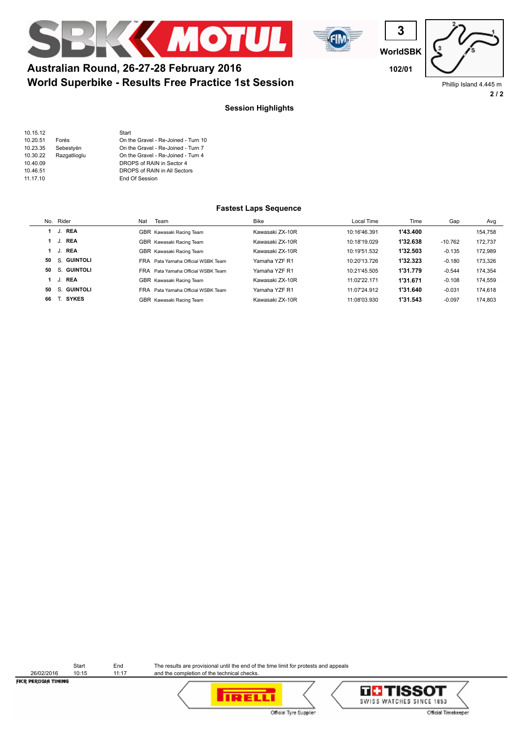# Australian Round, 26-27-28 February 2016
# World Superbike - Results Free Practice 1st Session

3

WorldSBK

102/01

Phillip Island 4.445 m

## Session Highlights

| | | |
|---|---|---|
| 10.15.12 | | Start |
| 10.20.51 | Forés | On the Gravel - Re-Joined - Turn 10 |
| 10.23.35 | Sebestyén | On the Gravel - Re-Joined - Turn 7 |
| 10.30.22 | Razgatlioglu | On the Gravel - Re-Joined - Turn 4 |
| 10.40.09 | | DROPS of RAIN in Sector 4 |
| 10.46.51 | | DROPS of RAIN in All Sectors |
| 11.17.10 | | End Of Session |

## Fastest Laps Sequence

| No. | Rider | Nat | Team | Bike | Local Time | Time | Gap | Avg |
|---|---|---|---|---|---|---|---|---|
| 1 | J. REA | GBR | Kawasaki Racing Team | Kawasaki ZX-10R | 10:16'46.391 | 1'43.400 | | 154,758 |
| 1 | J. REA | GBR | Kawasaki Racing Team | Kawasaki ZX-10R | 10:18'19.029 | 1'32.638 | -10.762 | 172,737 |
| 1 | J. REA | GBR | Kawasaki Racing Team | Kawasaki ZX-10R | 10:19'51.532 | 1'32.503 | -0.135 | 172,989 |
| 50 | S. GUINTOLI | FRA | Pata Yamaha Official WSBK Team | Yamaha YZF R1 | 10:20'13.726 | 1'32.323 | -0.180 | 173,326 |
| 50 | S. GUINTOLI | FRA | Pata Yamaha Official WSBK Team | Yamaha YZF R1 | 10:21'45.505 | 1'31.779 | -0.544 | 174,354 |
| 1 | J. REA | GBR | Kawasaki Racing Team | Kawasaki ZX-10R | 11:02'22.171 | 1'31.671 | -0.108 | 174,559 |
| 50 | S. GUINTOLI | FRA | Pata Yamaha Official WSBK Team | Yamaha YZF R1 | 11:07'24.912 | 1'31.640 | -0.031 | 174,618 |
| 66 | T. SYKES | GBR | Kawasaki Racing Team | Kawasaki ZX-10R | 11:08'03.930 | 1'31.543 | -0.097 | 174,803 |

| | Start | End |
|---|---|---|
| 26/02/2016 | 10:15 | 11:17 |

The results are provisional until the end of the time limit for protests and appeals and the completion of the technical checks.

FICR PERUGIA TIMING

Official Tyre Supplier — PIRELLI

TISSOT SWISS WATCHES SINCE 1853 — Official Timekeeper